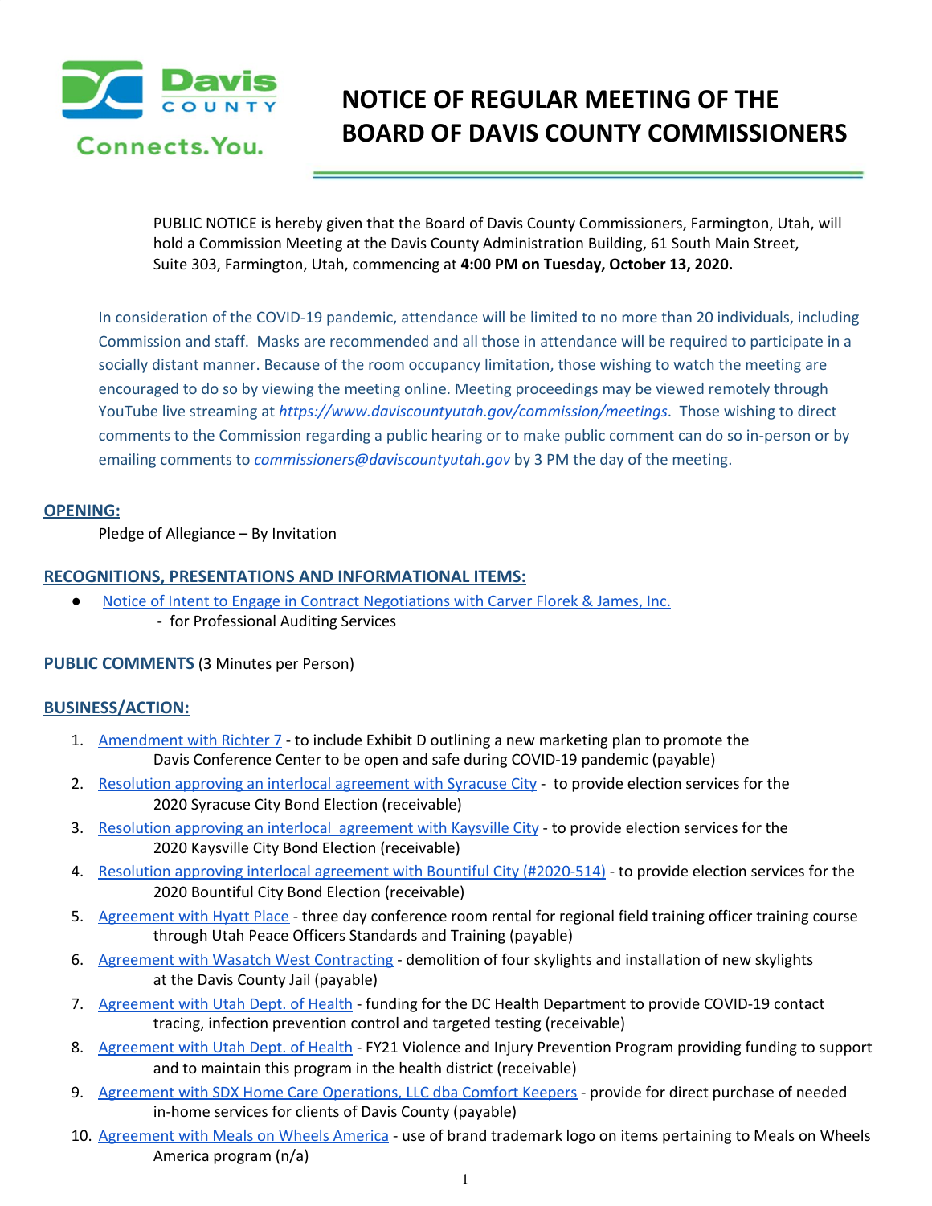# NOTICE OF REGULAR MEETING OF THE BOARD OF DAVIS COUNTY COMMISSIONERS

PUBLIC NOTICE is hereby given that the Board of Davis County Commissioners, Farmington, Utah, will hold a Commission Meeting at the Davis County Administration Building, 61 South Main Street, Suite 303, Farmington, Utah, commencing at **4:00 PM on Tuesday, October 13, 2020.**

In consideration of the COVID-19 pandemic, attendance will be limited to no more than 20 individuals, including Commission and staff. Masks are recommended and all those in attendance will be required to participate in a socially distant manner. Because of the room occupancy limitation, those wishing to watch the meeting are encouraged to do so by viewing the meeting online. Meeting proceedings may be viewed remotely through YouTube live streaming at *https://www.daviscountyutah.gov/commission/meetings*. Those wishing to direct comments to the Commission regarding a public hearing or to make public comment can do so in-person or by emailing comments to *commissioners@daviscountyutah.gov* by 3 PM the day of the meeting.

## OPENING:

Pledge of Allegiance – By Invitation

## RECOGNITIONS, PRESENTATIONS AND INFORMATIONAL ITEMS:

- Notice of Intent to Engage in Contract Negotiations with Carver Florek & James, Inc.
  - for Professional Auditing Services

## PUBLIC COMMENTS (3 Minutes per Person)

## BUSINESS/ACTION:

1. Amendment with Richter 7 - to include Exhibit D outlining a new marketing plan to promote the Davis Conference Center to be open and safe during COVID-19 pandemic (payable)
2. Resolution approving an interlocal agreement with Syracuse City - to provide election services for the 2020 Syracuse City Bond Election (receivable)
3. Resolution approving an interlocal agreement with Kaysville City - to provide election services for the 2020 Kaysville City Bond Election (receivable)
4. Resolution approving interlocal agreement with Bountiful City (#2020-514) - to provide election services for the 2020 Bountiful City Bond Election (receivable)
5. Agreement with Hyatt Place - three day conference room rental for regional field training officer training course through Utah Peace Officers Standards and Training (payable)
6. Agreement with Wasatch West Contracting - demolition of four skylights and installation of new skylights at the Davis County Jail (payable)
7. Agreement with Utah Dept. of Health - funding for the DC Health Department to provide COVID-19 contact tracing, infection prevention control and targeted testing (receivable)
8. Agreement with Utah Dept. of Health - FY21 Violence and Injury Prevention Program providing funding to support and to maintain this program in the health district (receivable)
9. Agreement with SDX Home Care Operations, LLC dba Comfort Keepers - provide for direct purchase of needed in-home services for clients of Davis County (payable)
10. Agreement with Meals on Wheels America - use of brand trademark logo on items pertaining to Meals on Wheels America program (n/a)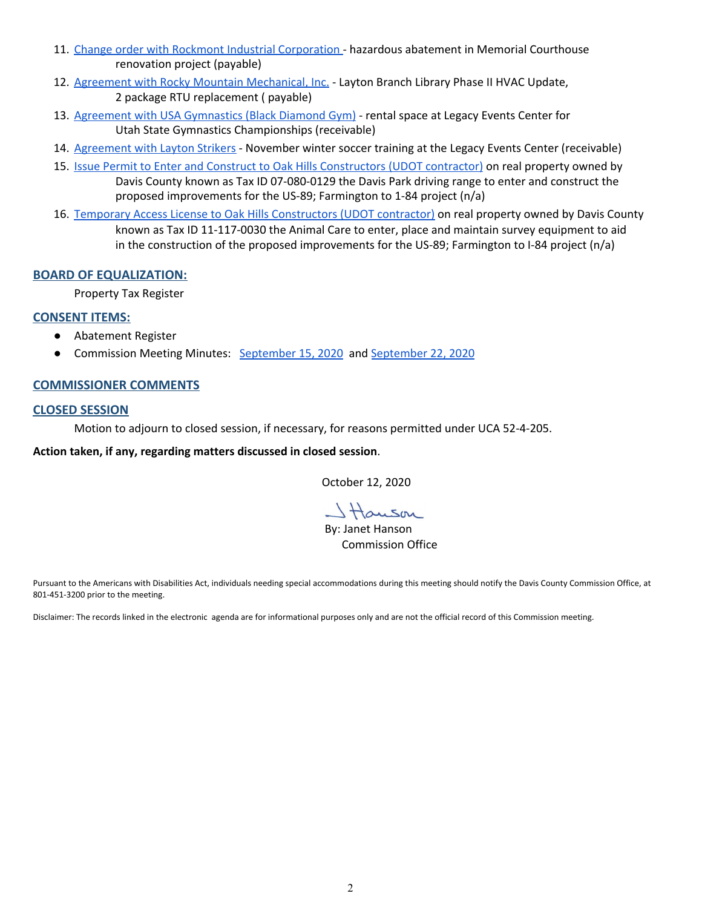11. Change order with Rockmont Industrial Corporation - hazardous abatement in Memorial Courthouse renovation project (payable)
12. Agreement with Rocky Mountain Mechanical, Inc. - Layton Branch Library Phase II HVAC Update, 2 package RTU replacement ( payable)
13. Agreement with USA Gymnastics (Black Diamond Gym) - rental space at Legacy Events Center for Utah State Gymnastics Championships (receivable)
14. Agreement with Layton Strikers - November winter soccer training at the Legacy Events Center (receivable)
15. Issue Permit to Enter and Construct to Oak Hills Constructors (UDOT contractor) on real property owned by Davis County known as Tax ID 07-080-0129 the Davis Park driving range to enter and construct the proposed improvements for the US-89; Farmington to 1-84 project (n/a)
16. Temporary Access License to Oak Hills Constructors (UDOT contractor) on real property owned by Davis County known as Tax ID 11-117-0030 the Animal Care to enter, place and maintain survey equipment to aid in the construction of the proposed improvements for the US-89; Farmington to I-84 project (n/a)

## BOARD OF EQUALIZATION:

Property Tax Register

## CONSENT ITEMS:

- Abatement Register
- Commission Meeting Minutes: September 15, 2020 and September 22, 2020

## COMMISSIONER COMMENTS

## CLOSED SESSION

Motion to adjourn to closed session, if necessary, for reasons permitted under UCA 52-4-205.

**Action taken, if any, regarding matters discussed in closed session**.

October 12, 2020

J Hanson

By: Janet Hanson
Commission Office

Pursuant to the Americans with Disabilities Act, individuals needing special accommodations during this meeting should notify the Davis County Commission Office, at 801-451-3200 prior to the meeting.

Disclaimer: The records linked in the electronic agenda are for informational purposes only and are not the official record of this Commission meeting.